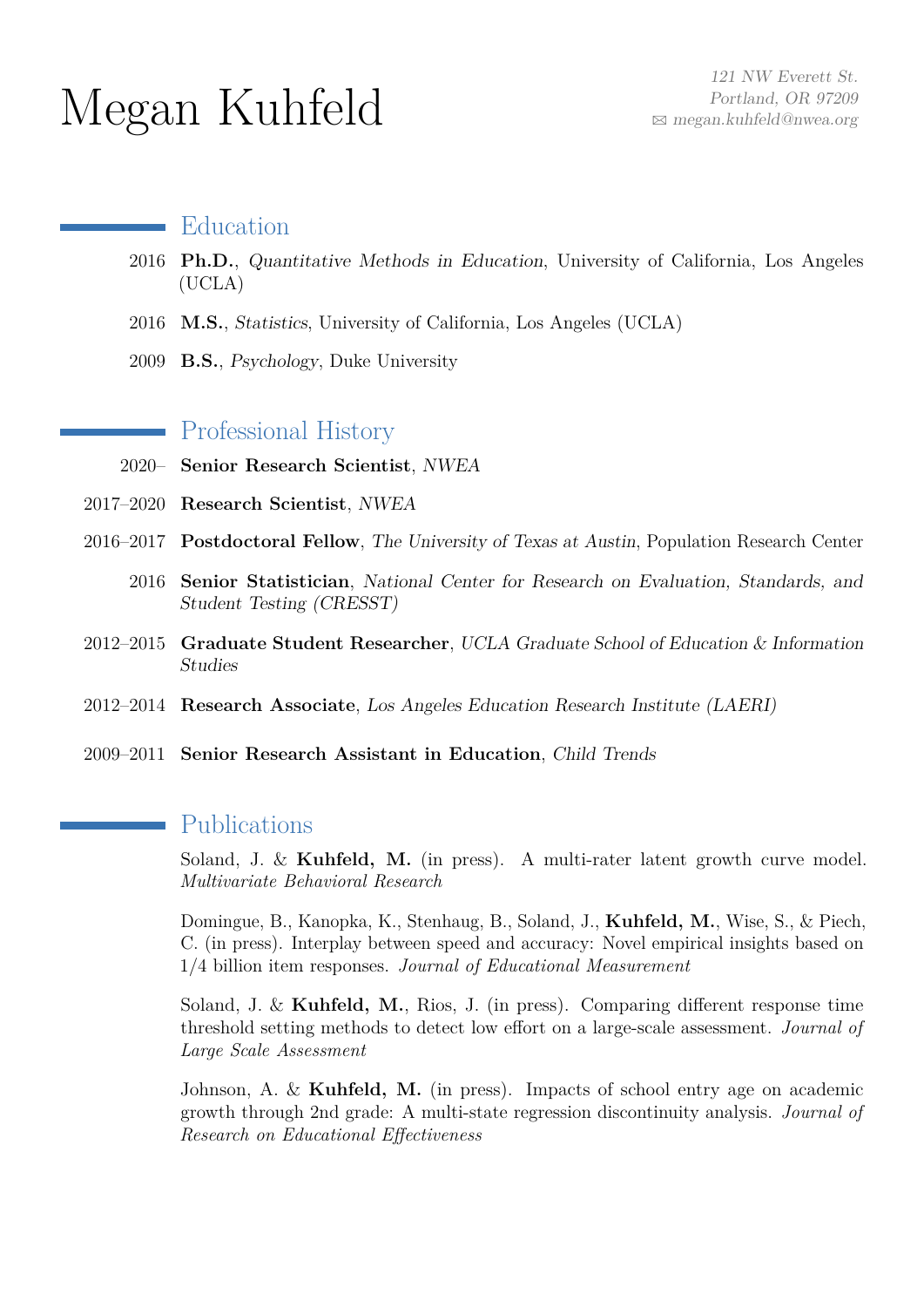# Megan Kuhfeld

*121 NW Everett St.*
*Portland, OR 97209*
*megan.kuhfeld@nwea.org*

## Education

2016 **Ph.D.**, *Quantitative Methods in Education*, University of California, Los Angeles (UCLA)

2016 **M.S.**, *Statistics*, University of California, Los Angeles (UCLA)

2009 **B.S.**, *Psychology*, Duke University

## Professional History

2020– **Senior Research Scientist**, *NWEA*

2017–2020 **Research Scientist**, *NWEA*

2016–2017 **Postdoctoral Fellow**, *The University of Texas at Austin*, Population Research Center

2016 **Senior Statistician**, *National Center for Research on Evaluation, Standards, and Student Testing (CRESST)*

2012–2015 **Graduate Student Researcher**, *UCLA Graduate School of Education & Information Studies*

2012–2014 **Research Associate**, *Los Angeles Education Research Institute (LAERI)*

2009–2011 **Senior Research Assistant in Education**, *Child Trends*

## Publications

Soland, J. & **Kuhfeld, M.** (in press). A multi-rater latent growth curve model. *Multivariate Behavioral Research*

Domingue, B., Kanopka, K., Stenhaug, B., Soland, J., **Kuhfeld, M.**, Wise, S., & Piech, C. (in press). Interplay between speed and accuracy: Novel empirical insights based on 1/4 billion item responses. *Journal of Educational Measurement*

Soland, J. & **Kuhfeld, M.**, Rios, J. (in press). Comparing different response time threshold setting methods to detect low effort on a large-scale assessment. *Journal of Large Scale Assessment*

Johnson, A. & **Kuhfeld, M.** (in press). Impacts of school entry age on academic growth through 2nd grade: A multi-state regression discontinuity analysis. *Journal of Research on Educational Effectiveness*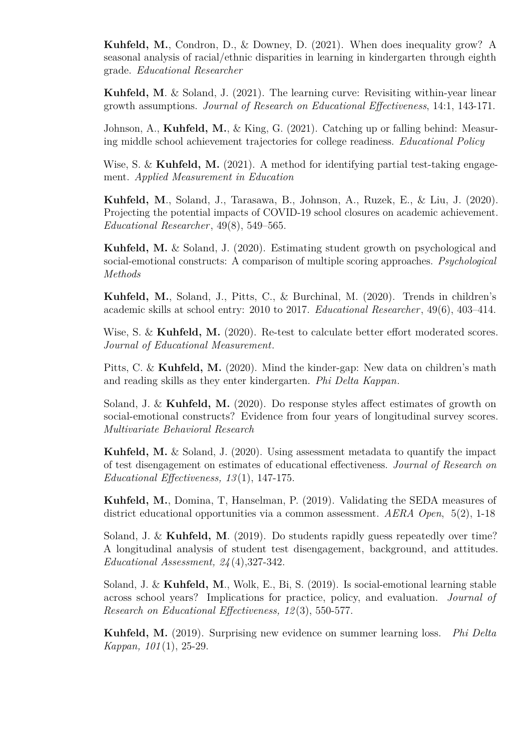**Kuhfeld, M.**, Condron, D., & Downey, D. (2021). When does inequality grow? A seasonal analysis of racial/ethnic disparities in learning in kindergarten through eighth grade. *Educational Researcher*

**Kuhfeld, M**. & Soland, J. (2021). The learning curve: Revisiting within-year linear growth assumptions. *Journal of Research on Educational Effectiveness*, 14:1, 143-171.

Johnson, A., **Kuhfeld, M.**, & King, G. (2021). Catching up or falling behind: Measuring middle school achievement trajectories for college readiness. *Educational Policy*

Wise, S. & **Kuhfeld, M.** (2021). A method for identifying partial test-taking engagement. *Applied Measurement in Education*

**Kuhfeld, M**., Soland, J., Tarasawa, B., Johnson, A., Ruzek, E., & Liu, J. (2020). Projecting the potential impacts of COVID-19 school closures on academic achievement. *Educational Researcher*, 49(8), 549–565.

**Kuhfeld, M.** & Soland, J. (2020). Estimating student growth on psychological and social-emotional constructs: A comparison of multiple scoring approaches. *Psychological Methods*

**Kuhfeld, M.**, Soland, J., Pitts, C., & Burchinal, M. (2020). Trends in children's academic skills at school entry: 2010 to 2017. *Educational Researcher*, 49(6), 403–414.

Wise, S. & **Kuhfeld, M.** (2020). Re-test to calculate better effort moderated scores. *Journal of Educational Measurement*.

Pitts, C. & **Kuhfeld, M.** (2020). Mind the kinder-gap: New data on children's math and reading skills as they enter kindergarten. *Phi Delta Kappan*.

Soland, J. & **Kuhfeld, M.** (2020). Do response styles affect estimates of growth on social-emotional constructs? Evidence from four years of longitudinal survey scores. *Multivariate Behavioral Research*

**Kuhfeld, M.** & Soland, J. (2020). Using assessment metadata to quantify the impact of test disengagement on estimates of educational effectiveness. *Journal of Research on Educational Effectiveness, 13*(1), 147-175.

**Kuhfeld, M.**, Domina, T, Hanselman, P. (2019). Validating the SEDA measures of district educational opportunities via a common assessment. *AERA Open*, 5(2), 1-18

Soland, J. & **Kuhfeld, M**. (2019). Do students rapidly guess repeatedly over time? A longitudinal analysis of student test disengagement, background, and attitudes. *Educational Assessment, 24*(4),327-342.

Soland, J. & **Kuhfeld, M**., Wolk, E., Bi, S. (2019). Is social-emotional learning stable across school years? Implications for practice, policy, and evaluation. *Journal of Research on Educational Effectiveness, 12*(3), 550-577.

**Kuhfeld, M.** (2019). Surprising new evidence on summer learning loss. *Phi Delta Kappan, 101*(1), 25-29.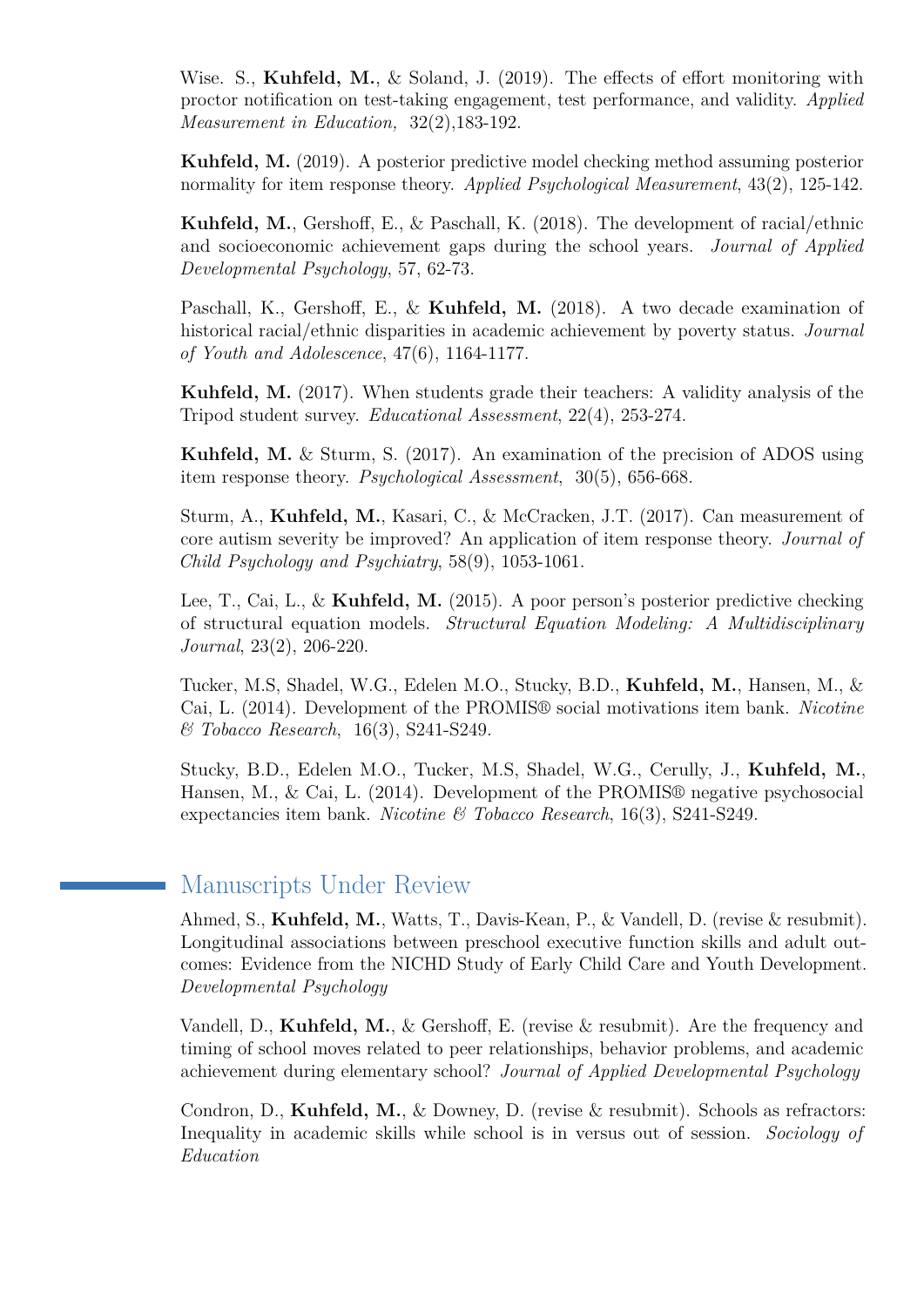Wise. S., **Kuhfeld, M.**, & Soland, J. (2019). The effects of effort monitoring with proctor notification on test-taking engagement, test performance, and validity. *Applied Measurement in Education,* 32(2),183-192.

**Kuhfeld, M.** (2019). A posterior predictive model checking method assuming posterior normality for item response theory. *Applied Psychological Measurement*, 43(2), 125-142.

**Kuhfeld, M.**, Gershoff, E., & Paschall, K. (2018). The development of racial/ethnic and socioeconomic achievement gaps during the school years. *Journal of Applied Developmental Psychology*, 57, 62-73.

Paschall, K., Gershoff, E., & **Kuhfeld, M.** (2018). A two decade examination of historical racial/ethnic disparities in academic achievement by poverty status. *Journal of Youth and Adolescence*, 47(6), 1164-1177.

**Kuhfeld, M.** (2017). When students grade their teachers: A validity analysis of the Tripod student survey. *Educational Assessment*, 22(4), 253-274.

**Kuhfeld, M.** & Sturm, S. (2017). An examination of the precision of ADOS using item response theory. *Psychological Assessment*, 30(5), 656-668.

Sturm, A., **Kuhfeld, M.**, Kasari, C., & McCracken, J.T. (2017). Can measurement of core autism severity be improved? An application of item response theory. *Journal of Child Psychology and Psychiatry*, 58(9), 1053-1061.

Lee, T., Cai, L., & **Kuhfeld, M.** (2015). A poor person's posterior predictive checking of structural equation models. *Structural Equation Modeling: A Multidisciplinary Journal*, 23(2), 206-220.

Tucker, M.S, Shadel, W.G., Edelen M.O., Stucky, B.D., **Kuhfeld, M.**, Hansen, M., & Cai, L. (2014). Development of the PROMIS® social motivations item bank. *Nicotine & Tobacco Research*, 16(3), S241-S249.

Stucky, B.D., Edelen M.O., Tucker, M.S, Shadel, W.G., Cerully, J., **Kuhfeld, M.**, Hansen, M., & Cai, L. (2014). Development of the PROMIS® negative psychosocial expectancies item bank. *Nicotine & Tobacco Research*, 16(3), S241-S249.

## Manuscripts Under Review

Ahmed, S., **Kuhfeld, M.**, Watts, T., Davis-Kean, P., & Vandell, D. (revise & resubmit). Longitudinal associations between preschool executive function skills and adult outcomes: Evidence from the NICHD Study of Early Child Care and Youth Development. *Developmental Psychology*

Vandell, D., **Kuhfeld, M.**, & Gershoff, E. (revise & resubmit). Are the frequency and timing of school moves related to peer relationships, behavior problems, and academic achievement during elementary school? *Journal of Applied Developmental Psychology*

Condron, D., **Kuhfeld, M.**, & Downey, D. (revise & resubmit). Schools as refractors: Inequality in academic skills while school is in versus out of session. *Sociology of Education*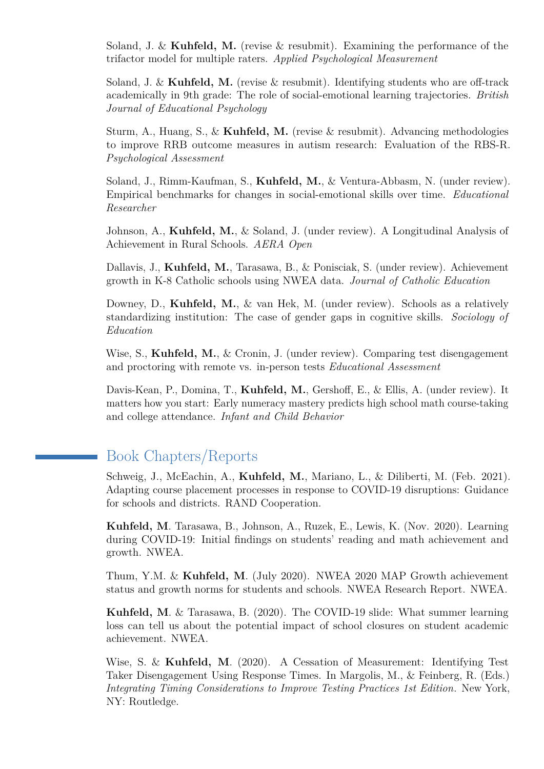Soland, J. & **Kuhfeld, M.** (revise & resubmit). Examining the performance of the trifactor model for multiple raters. *Applied Psychological Measurement*

Soland, J. & **Kuhfeld, M.** (revise & resubmit). Identifying students who are off-track academically in 9th grade: The role of social-emotional learning trajectories. *British Journal of Educational Psychology*

Sturm, A., Huang, S., & **Kuhfeld, M.** (revise & resubmit). Advancing methodologies to improve RRB outcome measures in autism research: Evaluation of the RBS-R. *Psychological Assessment*

Soland, J., Rimm-Kaufman, S., **Kuhfeld, M.**, & Ventura-Abbasm, N. (under review). Empirical benchmarks for changes in social-emotional skills over time. *Educational Researcher*

Johnson, A., **Kuhfeld, M.**, & Soland, J. (under review). A Longitudinal Analysis of Achievement in Rural Schools. *AERA Open*

Dallavis, J., **Kuhfeld, M.**, Tarasawa, B., & Ponisciak, S. (under review). Achievement growth in K-8 Catholic schools using NWEA data. *Journal of Catholic Education*

Downey, D., **Kuhfeld, M.**, & van Hek, M. (under review). Schools as a relatively standardizing institution: The case of gender gaps in cognitive skills. *Sociology of Education*

Wise, S., **Kuhfeld, M.**, & Cronin, J. (under review). Comparing test disengagement and proctoring with remote vs. in-person tests *Educational Assessment*

Davis-Kean, P., Domina, T., **Kuhfeld, M.**, Gershoff, E., & Ellis, A. (under review). It matters how you start: Early numeracy mastery predicts high school math course-taking and college attendance. *Infant and Child Behavior*

## Book Chapters/Reports

Schweig, J., McEachin, A., **Kuhfeld, M.**, Mariano, L., & Diliberti, M. (Feb. 2021). Adapting course placement processes in response to COVID-19 disruptions: Guidance for schools and districts. RAND Cooperation.

**Kuhfeld, M**. Tarasawa, B., Johnson, A., Ruzek, E., Lewis, K. (Nov. 2020). Learning during COVID-19: Initial findings on students' reading and math achievement and growth. NWEA.

Thum, Y.M. & **Kuhfeld, M**. (July 2020). NWEA 2020 MAP Growth achievement status and growth norms for students and schools. NWEA Research Report. NWEA.

**Kuhfeld, M**. & Tarasawa, B. (2020). The COVID-19 slide: What summer learning loss can tell us about the potential impact of school closures on student academic achievement. NWEA.

Wise, S. & **Kuhfeld, M**. (2020). A Cessation of Measurement: Identifying Test Taker Disengagement Using Response Times. In Margolis, M., & Feinberg, R. (Eds.) *Integrating Timing Considerations to Improve Testing Practices 1st Edition*. New York, NY: Routledge.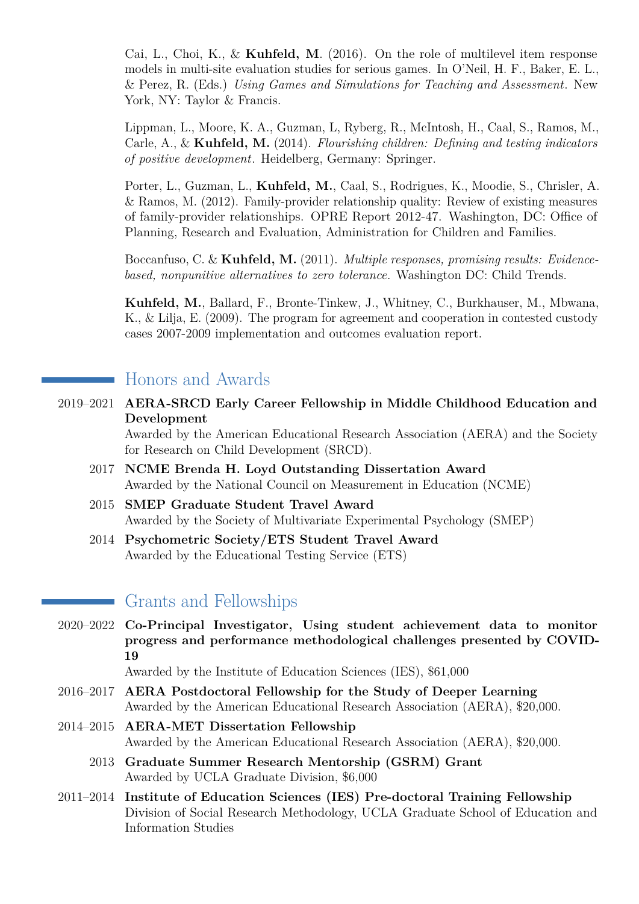Cai, L., Choi, K., & **Kuhfeld, M**. (2016). On the role of multilevel item response models in multi-site evaluation studies for serious games. In O'Neil, H. F., Baker, E. L., & Perez, R. (Eds.) *Using Games and Simulations for Teaching and Assessment*. New York, NY: Taylor & Francis.

Lippman, L., Moore, K. A., Guzman, L, Ryberg, R., McIntosh, H., Caal, S., Ramos, M., Carle, A., & **Kuhfeld, M.** (2014). *Flourishing children: Defining and testing indicators of positive development*. Heidelberg, Germany: Springer.

Porter, L., Guzman, L., **Kuhfeld, M.**, Caal, S., Rodrigues, K., Moodie, S., Chrisler, A. & Ramos, M. (2012). Family-provider relationship quality: Review of existing measures of family-provider relationships. OPRE Report 2012-47. Washington, DC: Office of Planning, Research and Evaluation, Administration for Children and Families.

Boccanfuso, C. & **Kuhfeld, M.** (2011). *Multiple responses, promising results: Evidence-based, nonpunitive alternatives to zero tolerance.* Washington DC: Child Trends.

**Kuhfeld, M.**, Ballard, F., Bronte-Tinkew, J., Whitney, C., Burkhauser, M., Mbwana, K., & Lilja, E. (2009). The program for agreement and cooperation in contested custody cases 2007-2009 implementation and outcomes evaluation report.

## Honors and Awards

2019–2021 **AERA-SRCD Early Career Fellowship in Middle Childhood Education and Development**
Awarded by the American Educational Research Association (AERA) and the Society for Research on Child Development (SRCD).

2017 **NCME Brenda H. Loyd Outstanding Dissertation Award**
Awarded by the National Council on Measurement in Education (NCME)

2015 **SMEP Graduate Student Travel Award**
Awarded by the Society of Multivariate Experimental Psychology (SMEP)

2014 **Psychometric Society/ETS Student Travel Award**
Awarded by the Educational Testing Service (ETS)

## Grants and Fellowships

2020–2022 **Co-Principal Investigator, Using student achievement data to monitor progress and performance methodological challenges presented by COVID-19**
Awarded by the Institute of Education Sciences (IES), $61,000

2016–2017 **AERA Postdoctoral Fellowship for the Study of Deeper Learning**
Awarded by the American Educational Research Association (AERA), $20,000.

2014–2015 **AERA-MET Dissertation Fellowship**
Awarded by the American Educational Research Association (AERA), $20,000.

2013 **Graduate Summer Research Mentorship (GSRM) Grant**
Awarded by UCLA Graduate Division, $6,000

2011–2014 **Institute of Education Sciences (IES) Pre-doctoral Training Fellowship**
Division of Social Research Methodology, UCLA Graduate School of Education and Information Studies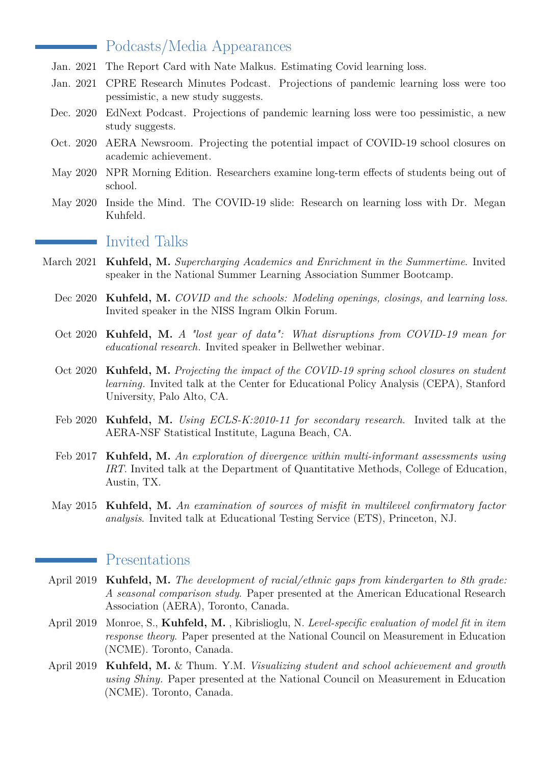## Podcasts/Media Appearances

- Jan. 2021 The Report Card with Nate Malkus. Estimating Covid learning loss.
- Jan. 2021 CPRE Research Minutes Podcast. Projections of pandemic learning loss were too pessimistic, a new study suggests.
- Dec. 2020 EdNext Podcast. Projections of pandemic learning loss were too pessimistic, a new study suggests.
- Oct. 2020 AERA Newsroom. Projecting the potential impact of COVID-19 school closures on academic achievement.
- May 2020 NPR Morning Edition. Researchers examine long-term effects of students being out of school.
- May 2020 Inside the Mind. The COVID-19 slide: Research on learning loss with Dr. Megan Kuhfeld.

## Invited Talks

- March 2021 **Kuhfeld, M.** *Supercharging Academics and Enrichment in the Summertime*. Invited speaker in the National Summer Learning Association Summer Bootcamp.
- Dec 2020 **Kuhfeld, M.** *COVID and the schools: Modeling openings, closings, and learning loss*. Invited speaker in the NISS Ingram Olkin Forum.
- Oct 2020 **Kuhfeld, M.** *A "lost year of data": What disruptions from COVID-19 mean for educational research*. Invited speaker in Bellwether webinar.
- Oct 2020 **Kuhfeld, M.** *Projecting the impact of the COVID-19 spring school closures on student learning*. Invited talk at the Center for Educational Policy Analysis (CEPA), Stanford University, Palo Alto, CA.
- Feb 2020 **Kuhfeld, M.** *Using ECLS-K:2010-11 for secondary research*. Invited talk at the AERA-NSF Statistical Institute, Laguna Beach, CA.
- Feb 2017 **Kuhfeld, M.** *An exploration of divergence within multi-informant assessments using IRT*. Invited talk at the Department of Quantitative Methods, College of Education, Austin, TX.
- May 2015 **Kuhfeld, M.** *An examination of sources of misfit in multilevel confirmatory factor analysis*. Invited talk at Educational Testing Service (ETS), Princeton, NJ.

## Presentations

- April 2019 **Kuhfeld, M.** *The development of racial/ethnic gaps from kindergarten to 8th grade: A seasonal comparison study*. Paper presented at the American Educational Research Association (AERA), Toronto, Canada.
- April 2019 Monroe, S., **Kuhfeld, M.** , Kibrislioglu, N. *Level-specific evaluation of model fit in item response theory*. Paper presented at the National Council on Measurement in Education (NCME). Toronto, Canada.
- April 2019 **Kuhfeld, M.** & Thum. Y.M. *Visualizing student and school achievement and growth using Shiny*. Paper presented at the National Council on Measurement in Education (NCME). Toronto, Canada.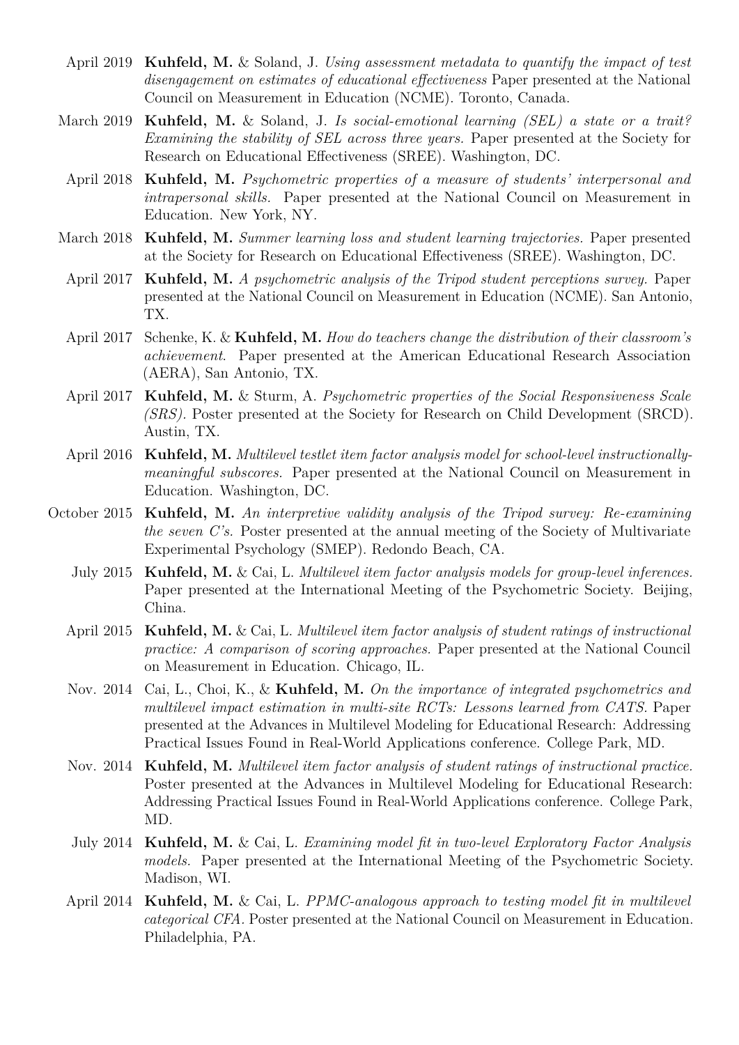April 2019 **Kuhfeld, M.** & Soland, J. *Using assessment metadata to quantify the impact of test disengagement on estimates of educational effectiveness* Paper presented at the National Council on Measurement in Education (NCME). Toronto, Canada.

March 2019 **Kuhfeld, M.** & Soland, J. *Is social-emotional learning (SEL) a state or a trait? Examining the stability of SEL across three years.* Paper presented at the Society for Research on Educational Effectiveness (SREE). Washington, DC.

April 2018 **Kuhfeld, M.** *Psychometric properties of a measure of students' interpersonal and intrapersonal skills.* Paper presented at the National Council on Measurement in Education. New York, NY.

March 2018 **Kuhfeld, M.** *Summer learning loss and student learning trajectories.* Paper presented at the Society for Research on Educational Effectiveness (SREE). Washington, DC.

April 2017 **Kuhfeld, M.** *A psychometric analysis of the Tripod student perceptions survey.* Paper presented at the National Council on Measurement in Education (NCME). San Antonio, TX.

April 2017 Schenke, K. & **Kuhfeld, M.** *How do teachers change the distribution of their classroom's achievement.* Paper presented at the American Educational Research Association (AERA), San Antonio, TX.

April 2017 **Kuhfeld, M.** & Sturm, A. *Psychometric properties of the Social Responsiveness Scale (SRS).* Poster presented at the Society for Research on Child Development (SRCD). Austin, TX.

April 2016 **Kuhfeld, M.** *Multilevel testlet item factor analysis model for school-level instructionally-meaningful subscores.* Paper presented at the National Council on Measurement in Education. Washington, DC.

October 2015 **Kuhfeld, M.** *An interpretive validity analysis of the Tripod survey: Re-examining the seven C's.* Poster presented at the annual meeting of the Society of Multivariate Experimental Psychology (SMEP). Redondo Beach, CA.

July 2015 **Kuhfeld, M.** & Cai, L. *Multilevel item factor analysis models for group-level inferences.* Paper presented at the International Meeting of the Psychometric Society. Beijing, China.

April 2015 **Kuhfeld, M.** & Cai, L. *Multilevel item factor analysis of student ratings of instructional practice: A comparison of scoring approaches.* Paper presented at the National Council on Measurement in Education. Chicago, IL.

Nov. 2014 Cai, L., Choi, K., & **Kuhfeld, M.** *On the importance of integrated psychometrics and multilevel impact estimation in multi-site RCTs: Lessons learned from CATS.* Paper presented at the Advances in Multilevel Modeling for Educational Research: Addressing Practical Issues Found in Real-World Applications conference. College Park, MD.

Nov. 2014 **Kuhfeld, M.** *Multilevel item factor analysis of student ratings of instructional practice.* Poster presented at the Advances in Multilevel Modeling for Educational Research: Addressing Practical Issues Found in Real-World Applications conference. College Park, MD.

July 2014 **Kuhfeld, M.** & Cai, L. *Examining model fit in two-level Exploratory Factor Analysis models.* Paper presented at the International Meeting of the Psychometric Society. Madison, WI.

April 2014 **Kuhfeld, M.** & Cai, L. *PPMC-analogous approach to testing model fit in multilevel categorical CFA.* Poster presented at the National Council on Measurement in Education. Philadelphia, PA.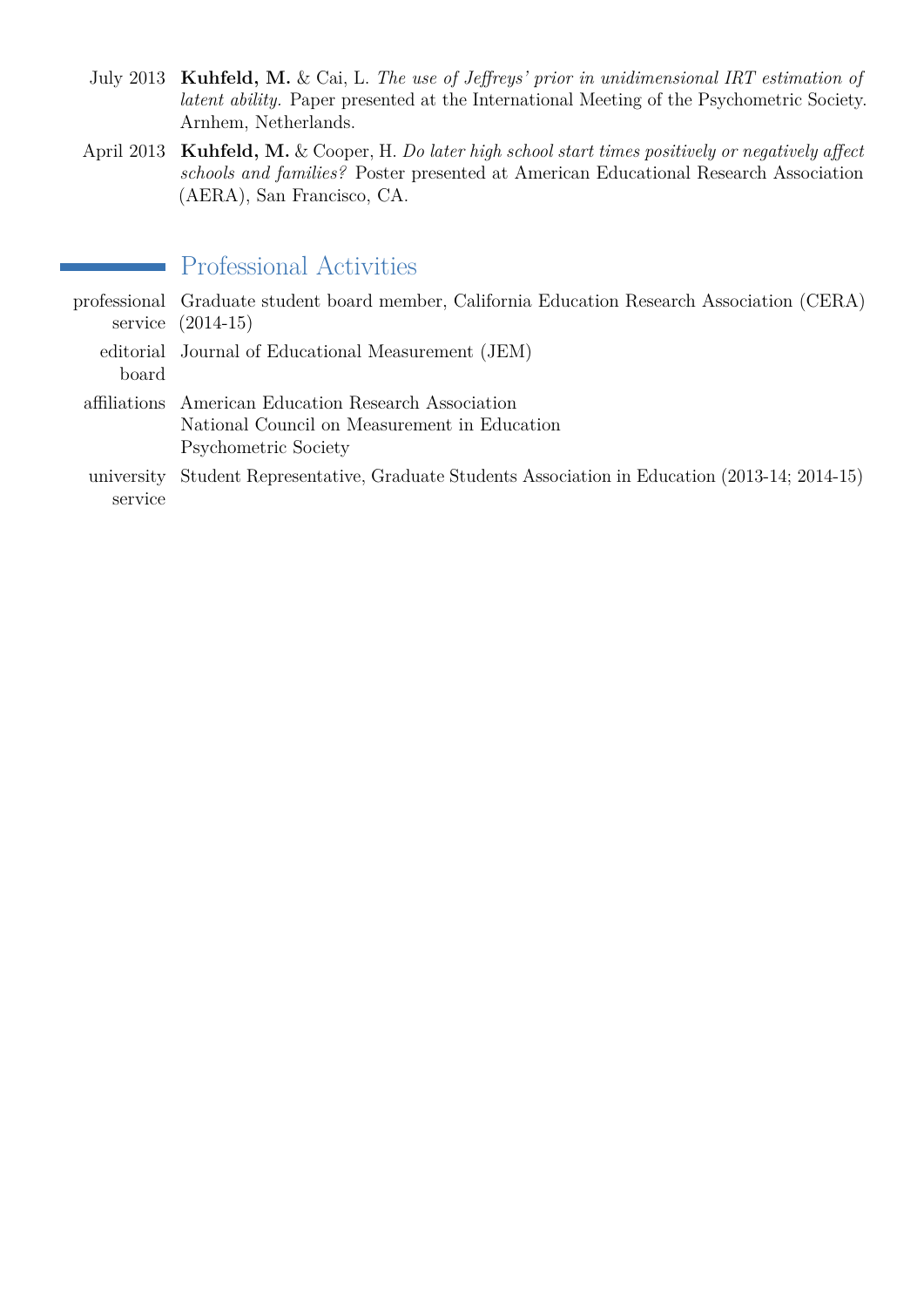July 2013 **Kuhfeld, M.** & Cai, L. *The use of Jeffreys' prior in unidimensional IRT estimation of latent ability.* Paper presented at the International Meeting of the Psychometric Society. Arnhem, Netherlands.

April 2013 **Kuhfeld, M.** & Cooper, H. *Do later high school start times positively or negatively affect schools and families?* Poster presented at American Educational Research Association (AERA), San Francisco, CA.

## Professional Activities

**professional service** Graduate student board member, California Education Research Association (CERA) (2014-15)

**editorial board** Journal of Educational Measurement (JEM)

**affiliations** American Education Research Association
National Council on Measurement in Education
Psychometric Society

**university service** Student Representative, Graduate Students Association in Education (2013-14; 2014-15)